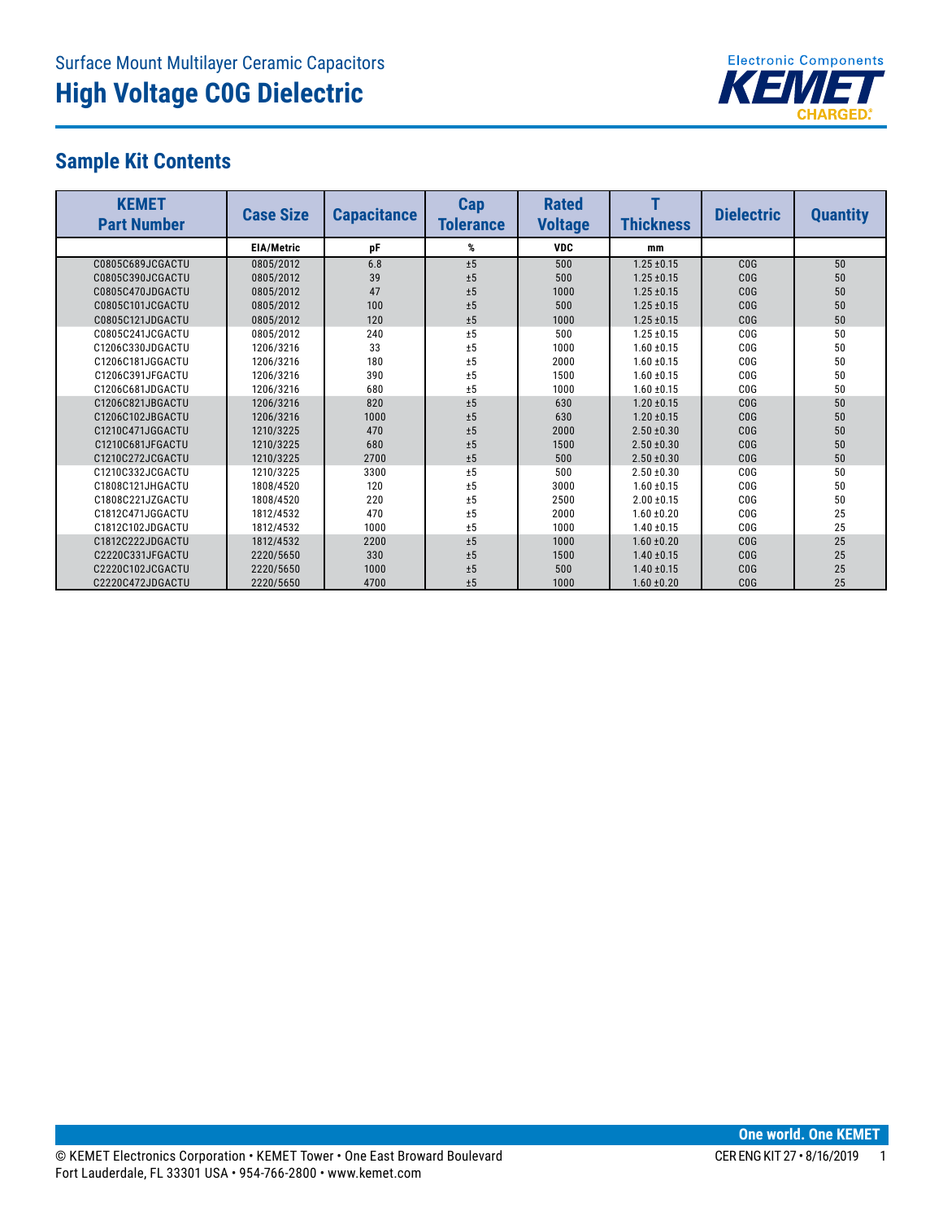Surface Mount Multilayer Ceramic Capacitors

# High Voltage C0G Dielectric

## Sample Kit Contents

| KEMET Part Number | Case Size | Capacitance | Cap Tolerance | Rated Voltage | T Thickness | Dielectric | Quantity |
|---|---|---|---|---|---|---|---|
| | EIA/Metric | pF | % | VDC | mm | | |
| C0805C689JCGACTU | 0805/2012 | 6.8 | ±5 | 500 | 1.25 ±0.15 | C0G | 50 |
| C0805C390JCGACTU | 0805/2012 | 39 | ±5 | 500 | 1.25 ±0.15 | C0G | 50 |
| C0805C470JDGACTU | 0805/2012 | 47 | ±5 | 1000 | 1.25 ±0.15 | C0G | 50 |
| C0805C101JCGACTU | 0805/2012 | 100 | ±5 | 500 | 1.25 ±0.15 | C0G | 50 |
| C0805C121JDGACTU | 0805/2012 | 120 | ±5 | 1000 | 1.25 ±0.15 | C0G | 50 |
| C0805C241JCGACTU | 0805/2012 | 240 | ±5 | 500 | 1.25 ±0.15 | C0G | 50 |
| C1206C330JDGACTU | 1206/3216 | 33 | ±5 | 1000 | 1.60 ±0.15 | C0G | 50 |
| C1206C181JGGACTU | 1206/3216 | 180 | ±5 | 2000 | 1.60 ±0.15 | C0G | 50 |
| C1206C391JFGACTU | 1206/3216 | 390 | ±5 | 1500 | 1.60 ±0.15 | C0G | 50 |
| C1206C681JDGACTU | 1206/3216 | 680 | ±5 | 1000 | 1.60 ±0.15 | C0G | 50 |
| C1206C821JBGACTU | 1206/3216 | 820 | ±5 | 630 | 1.20 ±0.15 | C0G | 50 |
| C1206C102JBGACTU | 1206/3216 | 1000 | ±5 | 630 | 1.20 ±0.15 | C0G | 50 |
| C1210C471JGGACTU | 1210/3225 | 470 | ±5 | 2000 | 2.50 ±0.30 | C0G | 50 |
| C1210C681JFGACTU | 1210/3225 | 680 | ±5 | 1500 | 2.50 ±0.30 | C0G | 50 |
| C1210C272JCGACTU | 1210/3225 | 2700 | ±5 | 500 | 2.50 ±0.30 | C0G | 50 |
| C1210C332JCGACTU | 1210/3225 | 3300 | ±5 | 500 | 2.50 ±0.30 | C0G | 50 |
| C1808C121JHGACTU | 1808/4520 | 120 | ±5 | 3000 | 1.60 ±0.15 | C0G | 50 |
| C1808C221JZGACTU | 1808/4520 | 220 | ±5 | 2500 | 2.00 ±0.15 | C0G | 50 |
| C1812C471JGGACTU | 1812/4532 | 470 | ±5 | 2000 | 1.60 ±0.20 | C0G | 25 |
| C1812C102JDGACTU | 1812/4532 | 1000 | ±5 | 1000 | 1.40 ±0.15 | C0G | 25 |
| C1812C222JDGACTU | 1812/4532 | 2200 | ±5 | 1000 | 1.60 ±0.20 | C0G | 25 |
| C2220C331JFGACTU | 2220/5650 | 330 | ±5 | 1500 | 1.40 ±0.15 | C0G | 25 |
| C2220C102JCGACTU | 2220/5650 | 1000 | ±5 | 500 | 1.40 ±0.15 | C0G | 25 |
| C2220C472JDGACTU | 2220/5650 | 4700 | ±5 | 1000 | 1.60 ±0.20 | C0G | 25 |

© KEMET Electronics Corporation • KEMET Tower • One East Broward Boulevard
Fort Lauderdale, FL 33301 USA • 954-766-2800 • www.kemet.com

CER ENG KIT 27 • 8/16/2019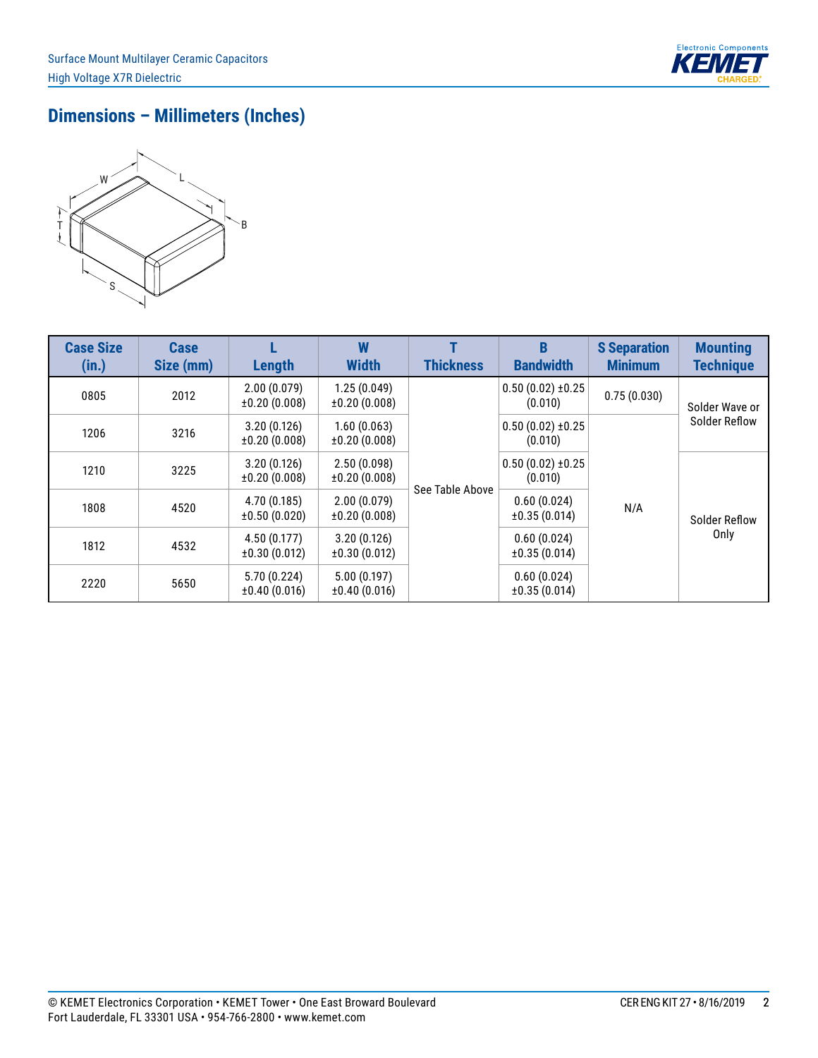## Dimensions – Millimeters (Inches)

W
L
T
B
S

| Case Size (in.) | Case Size (mm) | L Length | W Width | T Thickness | B Bandwidth | S Separation Minimum | Mounting Technique |
|---|---|---|---|---|---|---|---|
| 0805 | 2012 | 2.00 (0.079) ±0.20 (0.008) | 1.25 (0.049) ±0.20 (0.008) | See Table Above | 0.50 (0.02) ±0.25 (0.010) | 0.75 (0.030) | Solder Wave or Solder Reflow |
| 1206 | 3216 | 3.20 (0.126) ±0.20 (0.008) | 1.60 (0.063) ±0.20 (0.008) | | 0.50 (0.02) ±0.25 (0.010) | N/A | |
| 1210 | 3225 | 3.20 (0.126) ±0.20 (0.008) | 2.50 (0.098) ±0.20 (0.008) | | 0.50 (0.02) ±0.25 (0.010) | | Solder Reflow Only |
| 1808 | 4520 | 4.70 (0.185) ±0.50 (0.020) | 2.00 (0.079) ±0.20 (0.008) | | 0.60 (0.024) ±0.35 (0.014) | | |
| 1812 | 4532 | 4.50 (0.177) ±0.30 (0.012) | 3.20 (0.126) ±0.30 (0.012) | | 0.60 (0.024) ±0.35 (0.014) | | |
| 2220 | 5650 | 5.70 (0.224) ±0.40 (0.016) | 5.00 (0.197) ±0.40 (0.016) | | 0.60 (0.024) ±0.35 (0.014) | | |